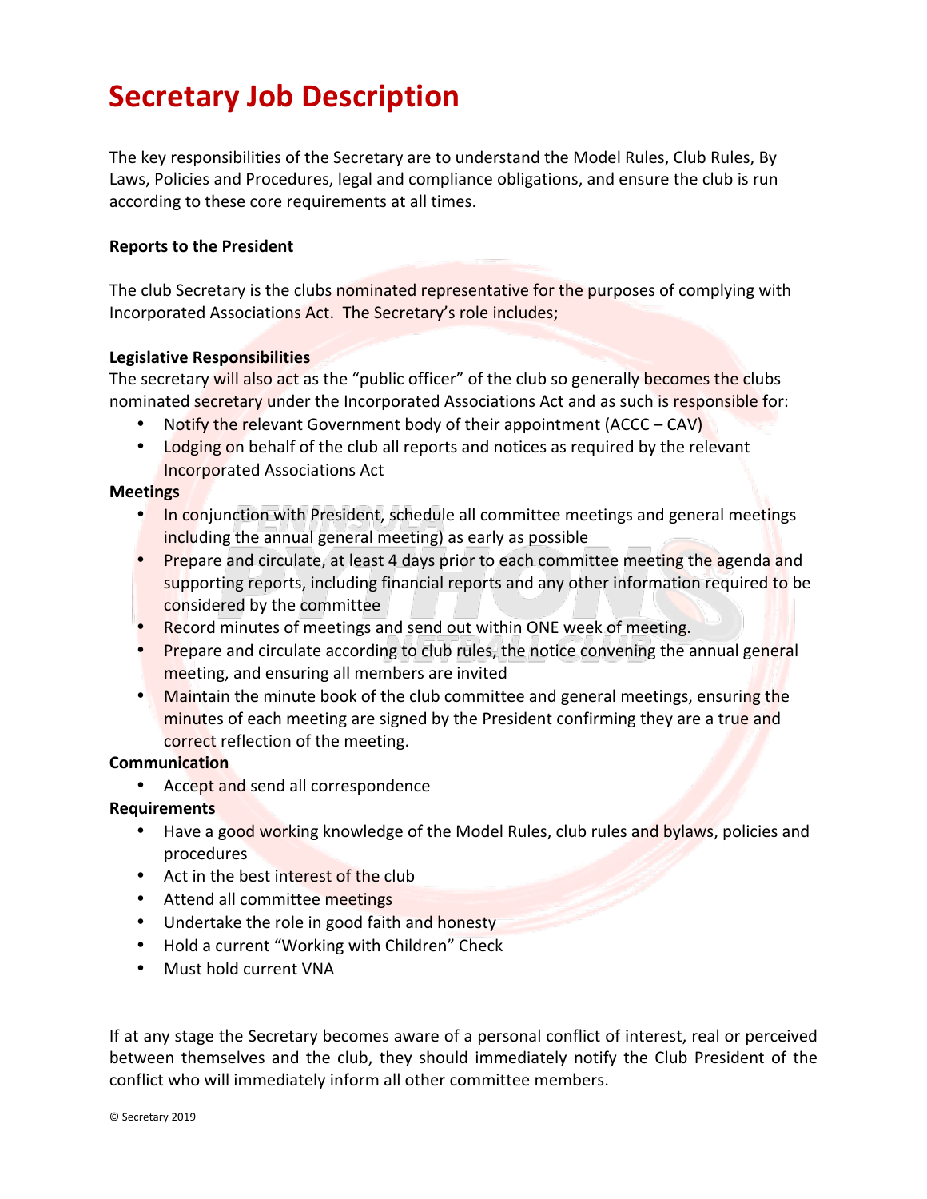# Secretary Job Description

The key responsibilities of the Secretary are to understand the Model Rules, Club Rules, By Laws, Policies and Procedures, legal and compliance obligations, and ensure the club is run according to these core requirements at all times.

**Reports to the President**

The club Secretary is the clubs nominated representative for the purposes of complying with Incorporated Associations Act. The Secretary's role includes;

**Legislative Responsibilities**

The secretary will also act as the "public officer" of the club so generally becomes the clubs nominated secretary under the Incorporated Associations Act and as such is responsible for:

- Notify the relevant Government body of their appointment (ACCC – CAV)
- Lodging on behalf of the club all reports and notices as required by the relevant Incorporated Associations Act

**Meetings**

- In conjunction with President, schedule all committee meetings and general meetings including the annual general meeting) as early as possible
- Prepare and circulate, at least 4 days prior to each committee meeting the agenda and supporting reports, including financial reports and any other information required to be considered by the committee
- Record minutes of meetings and send out within ONE week of meeting.
- Prepare and circulate according to club rules, the notice convening the annual general meeting, and ensuring all members are invited
- Maintain the minute book of the club committee and general meetings, ensuring the minutes of each meeting are signed by the President confirming they are a true and correct reflection of the meeting.

**Communication**

- Accept and send all correspondence

**Requirements**

- Have a good working knowledge of the Model Rules, club rules and bylaws, policies and procedures
- Act in the best interest of the club
- Attend all committee meetings
- Undertake the role in good faith and honesty
- Hold a current "Working with Children" Check
- Must hold current VNA

If at any stage the Secretary becomes aware of a personal conflict of interest, real or perceived between themselves and the club, they should immediately notify the Club President of the conflict who will immediately inform all other committee members.

© Secretary 2019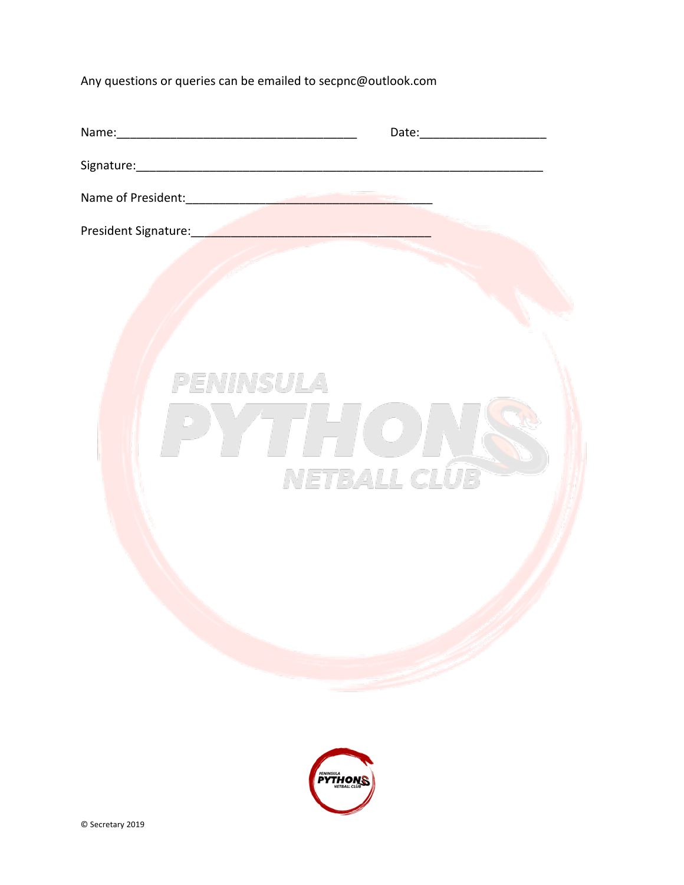Any questions or queries can be emailed to secpnc@outlook.com

Name:___________________________________ Date:__________________

Signature:____________________________________________________________

Name of President:___________________________________

President Signature:__________________________________

© Secretary 2019